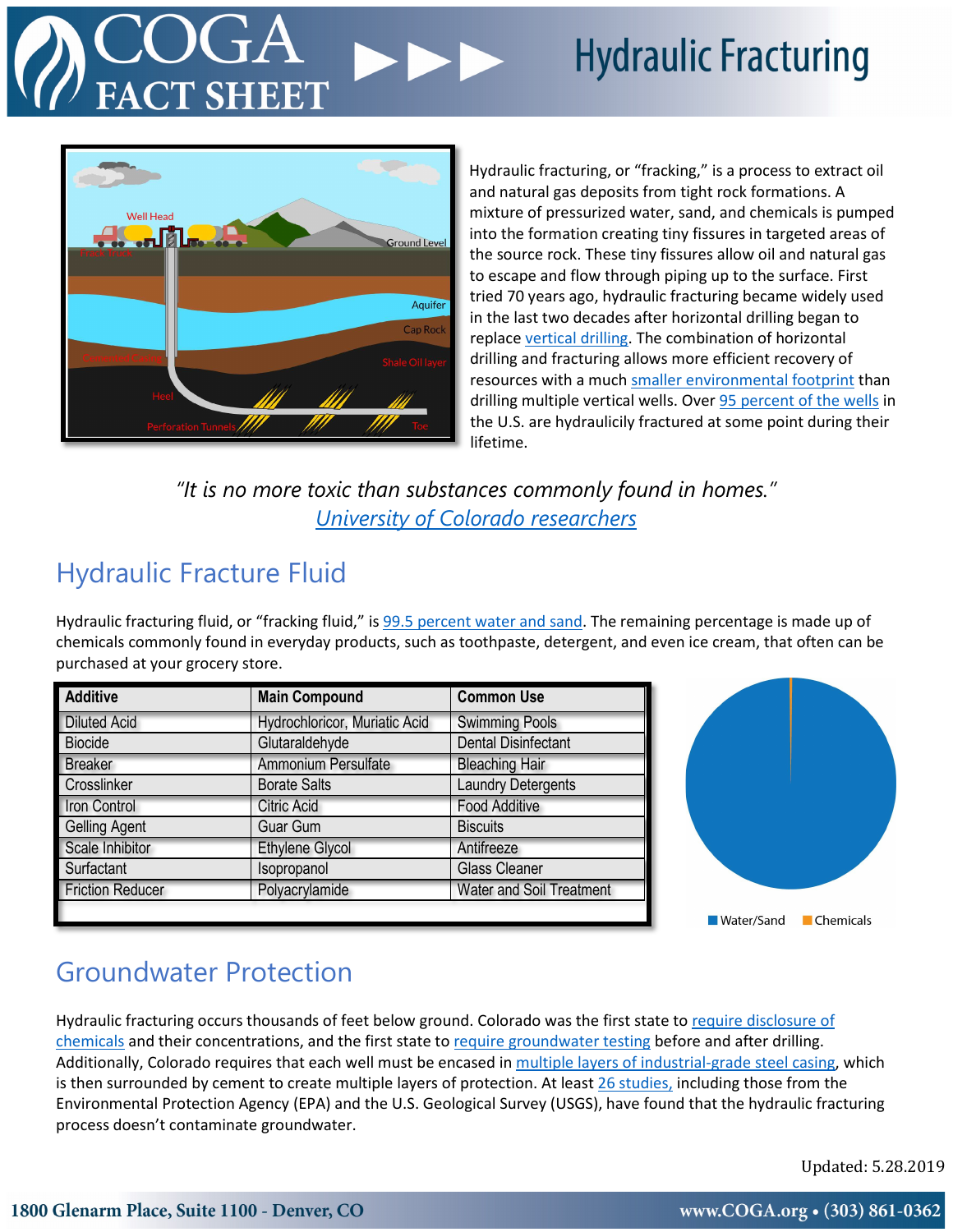# COGA FACT SHEET — Hydraulic Fracturing

Hydraulic fracturing, or "fracking," is a process to extract oil and natural gas deposits from tight rock formations. A mixture of pressurized water, sand, and chemicals is pumped into the formation creating tiny fissures in targeted areas of the source rock. These tiny fissures allow oil and natural gas to escape and flow through piping up to the surface. First tried 70 years ago, hydraulic fracturing became widely used in the last two decades after horizontal drilling began to replace vertical drilling. The combination of horizontal drilling and fracturing allows more efficient recovery of resources with a much smaller environmental footprint than drilling multiple vertical wells. Over 95 percent of the wells in the U.S. are hydraulicily fractured at some point during their lifetime.

*"It is no more toxic than substances commonly found in homes."*
*University of Colorado researchers*

## Hydraulic Fracture Fluid

Hydraulic fracturing fluid, or "fracking fluid," is 99.5 percent water and sand. The remaining percentage is made up of chemicals commonly found in everyday products, such as toothpaste, detergent, and even ice cream, that often can be purchased at your grocery store.

| Additive | Main Compound | Common Use |
|---|---|---|
| Diluted Acid | Hydrochloricor, Muriatic Acid | Swimming Pools |
| Biocide | Glutaraldehyde | Dental Disinfectant |
| Breaker | Ammonium Persulfate | Bleaching Hair |
| Crosslinker | Borate Salts | Laundry Detergents |
| Iron Control | Citric Acid | Food Additive |
| Gelling Agent | Guar Gum | Biscuits |
| Scale Inhibitor | Ethylene Glycol | Antifreeze |
| Surfactant | Isopropanol | Glass Cleaner |
| Friction Reducer | Polyacrylamide | Water and Soil Treatment |

Water/Sand ■ Chemicals ■

## Groundwater Protection

Hydraulic fracturing occurs thousands of feet below ground. Colorado was the first state to require disclosure of chemicals and their concentrations, and the first state to require groundwater testing before and after drilling. Additionally, Colorado requires that each well must be encased in multiple layers of industrial-grade steel casing, which is then surrounded by cement to create multiple layers of protection. At least 26 studies, including those from the Environmental Protection Agency (EPA) and the U.S. Geological Survey (USGS), have found that the hydraulic fracturing process doesn't contaminate groundwater.

Updated: 5.28.2019

1800 Glenarm Place, Suite 1100 - Denver, CO — www.COGA.org • (303) 861-0362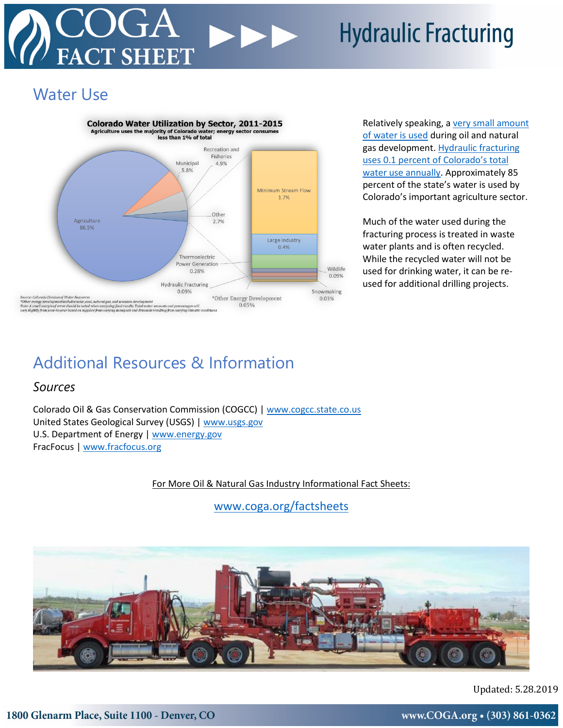## Water Use

Colorado Water Utilization by Sector, 2011-2015

Agriculture uses the majority of Colorado water; energy sector consumes less than 1% of total

Agriculture
86.5%

Municipal
5.8%

Recreation and Fisheries
4.9%

Other
2.7%

Minimum Stream Flow
1.7%

Large Industry
0.4%

Thermoelectric Power Generation
0.28%

Hydraulic Fracturing
0.09%

Wildlife
0.09%

*Other Energy Development
0.05%

Snowmaking
0.03%

Source: Colorado Division of Water Resources
*Other energy development includes solar, coal, natural gas, and uranium development
Note: A small margin of error should be noted when analyzing final results. Total water amounts and percentages will vary slightly from year-to-year based on supplies from varying snowpack and demands resulting from varying climatic conditions

Relatively speaking, a very small amount of water is used during oil and natural gas development. Hydraulic fracturing uses 0.1 percent of Colorado's total water use annually. Approximately 85 percent of the state's water is used by Colorado's important agriculture sector.

Much of the water used during the fracturing process is treated in waste water plants and is often recycled. While the recycled water will not be used for drinking water, it can be re-used for additional drilling projects.

## Additional Resources & Information

### *Sources*

Colorado Oil & Gas Conservation Commission (COGCC) | www.cogcc.state.co.us
United States Geological Survey (USGS) | www.usgs.gov
U.S. Department of Energy | www.energy.gov
FracFocus | www.fracfocus.org

For More Oil & Natural Gas Industry Informational Fact Sheets:

www.coga.org/factsheets

Updated: 5.28.2019